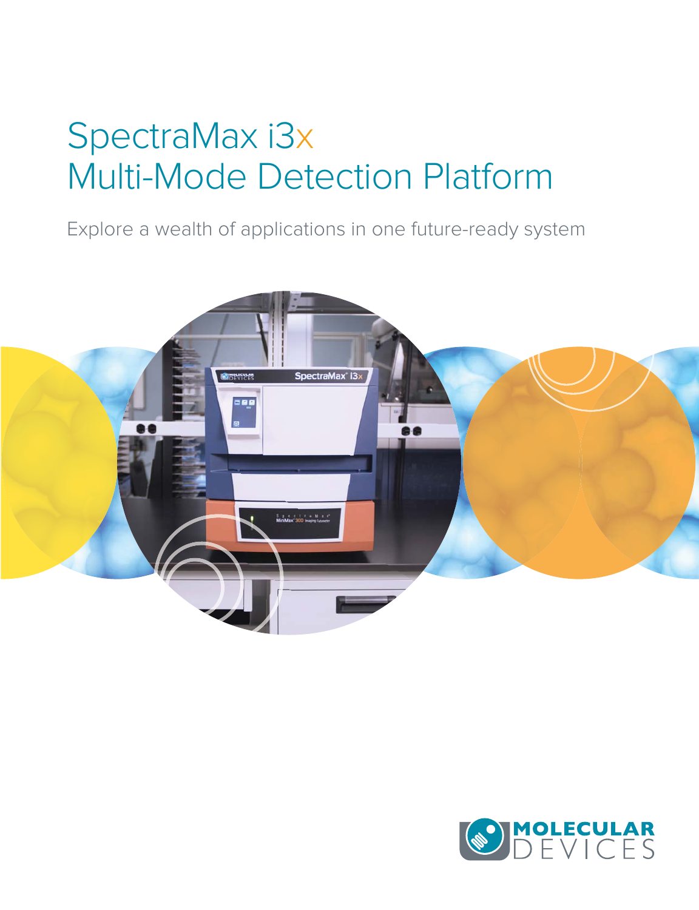# SpectraMax i3x Multi-Mode Detection Platform

Explore a wealth of applications in one future-ready system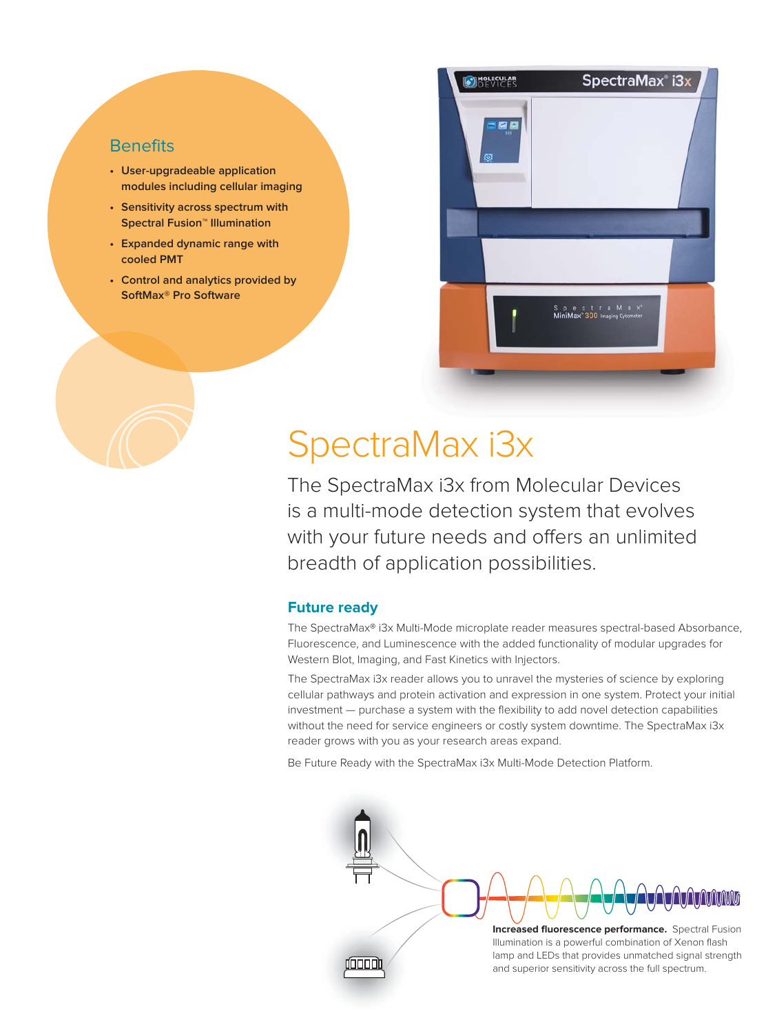## Benefits

- User-upgradeable application modules including cellular imaging
- Sensitivity across spectrum with Spectral Fusion™ Illumination
- Expanded dynamic range with cooled PMT
- Control and analytics provided by SoftMax® Pro Software

# SpectraMax i3x

The SpectraMax i3x from Molecular Devices is a multi-mode detection system that evolves with your future needs and offers an unlimited breadth of application possibilities.

### Future ready

The SpectraMax® i3x Multi-Mode microplate reader measures spectral-based Absorbance, Fluorescence, and Luminescence with the added functionality of modular upgrades for Western Blot, Imaging, and Fast Kinetics with Injectors.

The SpectraMax i3x reader allows you to unravel the mysteries of science by exploring cellular pathways and protein activation and expression in one system. Protect your initial investment — purchase a system with the flexibility to add novel detection capabilities without the need for service engineers or costly system downtime. The SpectraMax i3x reader grows with you as your research areas expand.

Be Future Ready with the SpectraMax i3x Multi-Mode Detection Platform.

**Increased fluorescence performance.** Spectral Fusion Illumination is a powerful combination of Xenon flash lamp and LEDs that provides unmatched signal strength and superior sensitivity across the full spectrum.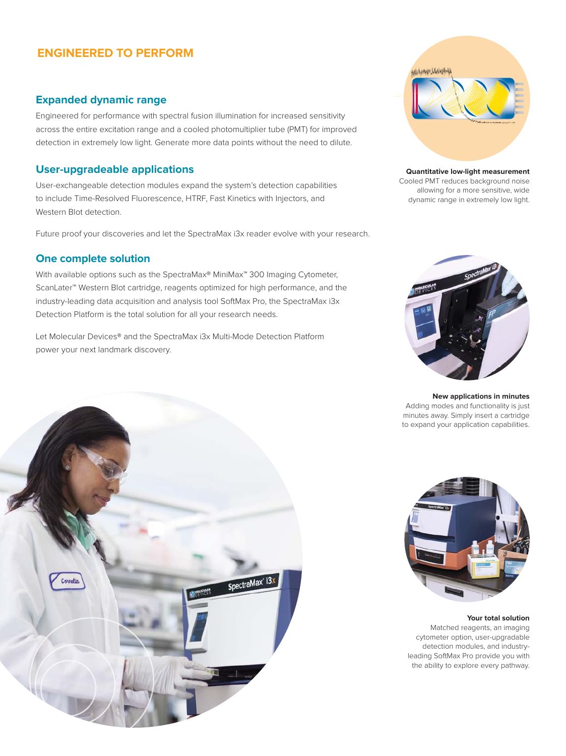## ENGINEERED TO PERFORM

### Expanded dynamic range

Engineered for performance with spectral fusion illumination for increased sensitivity across the entire excitation range and a cooled photomultiplier tube (PMT) for improved detection in extremely low light. Generate more data points without the need to dilute.

### User-upgradeable applications

User-exchangeable detection modules expand the system's detection capabilities to include Time-Resolved Fluorescence, HTRF, Fast Kinetics with Injectors, and Western Blot detection.

Future proof your discoveries and let the SpectraMax i3x reader evolve with your research.

### One complete solution

With available options such as the SpectraMax® MiniMax™ 300 Imaging Cytometer, ScanLater™ Western Blot cartridge, reagents optimized for high performance, and the industry-leading data acquisition and analysis tool SoftMax Pro, the SpectraMax i3x Detection Platform is the total solution for all your research needs.

Let Molecular Devices® and the SpectraMax i3x Multi-Mode Detection Platform power your next landmark discovery.

**Quantitative low-light measurement**
Cooled PMT reduces background noise allowing for a more sensitive, wide dynamic range in extremely low light.

**New applications in minutes**
Adding modes and functionality is just minutes away. Simply insert a cartridge to expand your application capabilities.

**Your total solution**
Matched reagents, an imaging cytometer option, user-upgradable detection modules, and industry-leading SoftMax Pro provide you with the ability to explore every pathway.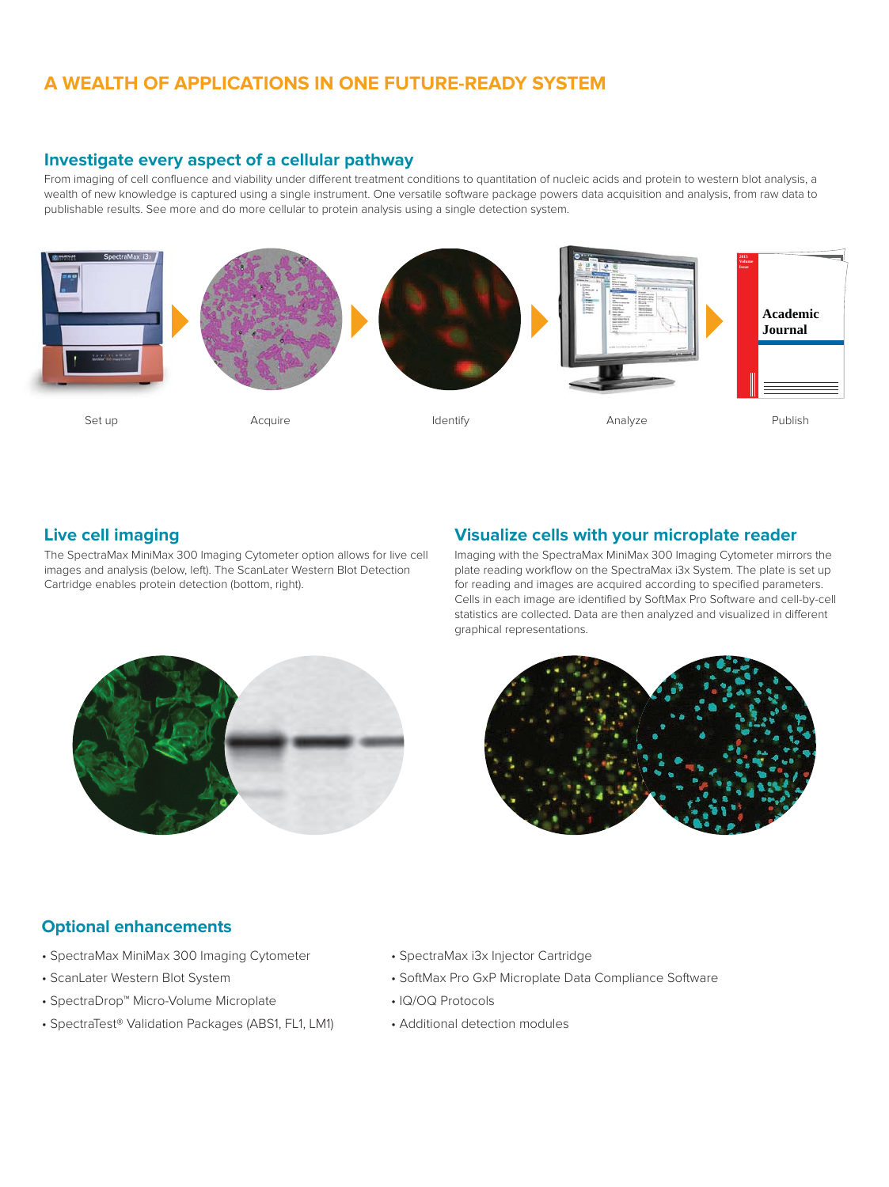# A WEALTH OF APPLICATIONS IN ONE FUTURE-READY SYSTEM

## Investigate every aspect of a cellular pathway

From imaging of cell confluence and viability under different treatment conditions to quantitation of nucleic acids and protein to western blot analysis, a wealth of new knowledge is captured using a single instrument. One versatile software package powers data acquisition and analysis, from raw data to publishable results. See more and do more cellular to protein analysis using a single detection system.

Set up → Acquire → Identify → Analyze → Publish

## Live cell imaging

The SpectraMax MiniMax 300 Imaging Cytometer option allows for live cell images and analysis (below, left). The ScanLater Western Blot Detection Cartridge enables protein detection (bottom, right).

## Visualize cells with your microplate reader

Imaging with the SpectraMax MiniMax 300 Imaging Cytometer mirrors the plate reading workflow on the SpectraMax i3x System. The plate is set up for reading and images are acquired according to specified parameters. Cells in each image are identified by SoftMax Pro Software and cell-by-cell statistics are collected. Data are then analyzed and visualized in different graphical representations.

## Optional enhancements

- SpectraMax MiniMax 300 Imaging Cytometer
- ScanLater Western Blot System
- SpectraDrop™ Micro-Volume Microplate
- SpectraTest® Validation Packages (ABS1, FL1, LM1)
- SpectraMax i3x Injector Cartridge
- SoftMax Pro GxP Microplate Data Compliance Software
- IQ/OQ Protocols
- Additional detection modules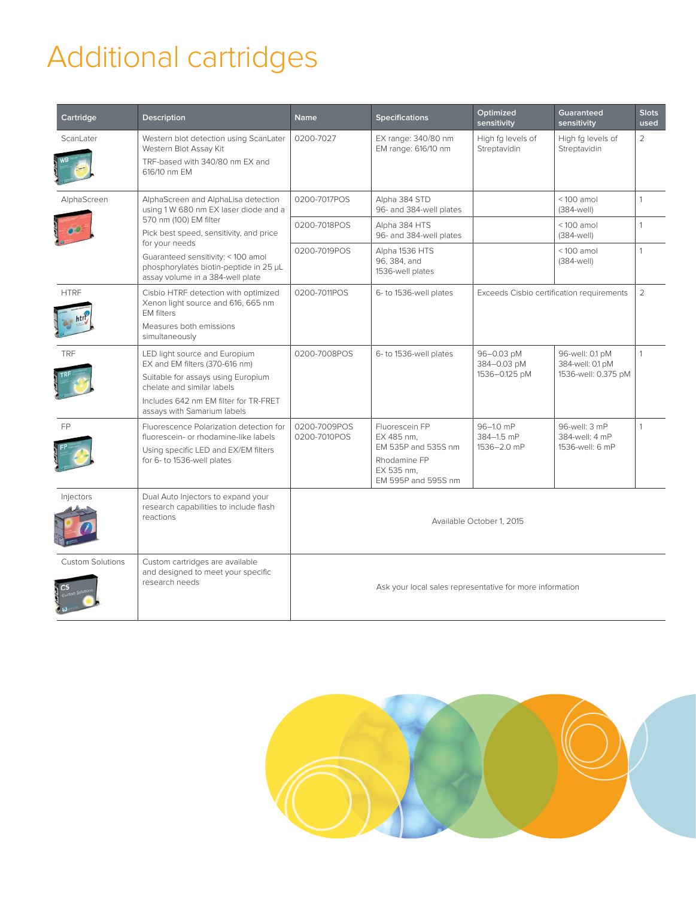# Additional cartridges

| Cartridge | Description | Name | Specifications | Optimized sensitivity | Guaranteed sensitivity | Slots used |
|---|---|---|---|---|---|---|
| ScanLater | Western blot detection using ScanLater Western Blot Assay Kit<br>TRF-based with 340/80 nm EX and 616/10 nm EM | 0200-7027 | EX range: 340/80 nm<br>EM range: 616/10 nm | High fg levels of Streptavidin | High fg levels of Streptavidin | 2 |
| AlphaScreen | AlphaScreen and AlphaLisa detection using 1 W 680 nm EX laser diode and a 570 nm (100) EM filter<br>Pick best speed, sensitivity, and price for your needs<br>Guaranteed sensitivity: < 100 amol phosphorylates biotin-peptide in 25 µL assay volume in a 384-well plate | 0200-7017POS | Alpha 384 STD<br>96- and 384-well plates | | < 100 amol (384-well) | 1 |
| | | 0200-7018POS | Alpha 384 HTS<br>96- and 384-well plates | | < 100 amol (384-well) | 1 |
| | | 0200-7019POS | Alpha 1536 HTS<br>96, 384, and 1536-well plates | | < 100 amol (384-well) | 1 |
| HTRF | Cisbio HTRF detection with optimized Xenon light source and 616, 665 nm EM filters<br>Measures both emissions simultaneously | 0200-7011POS | 6- to 1536-well plates | Exceeds Cisbio certification requirements | | 2 |
| TRF | LED light source and Europium EX and EM filters (370-616 nm)<br>Suitable for assays using Europium chelate and similar labels<br>Includes 642 nm EM filter for TR-FRET assays with Samarium labels | 0200-7008POS | 6- to 1536-well plates | 96–0.03 pM<br>384–0.03 pM<br>1536–0.125 pM | 96-well: 0.1 pM<br>384-well: 0.1 pM<br>1536-well: 0.375 pM | 1 |
| FP | Fluorescence Polarization detection for fluorescein- or rhodamine-like labels<br>Using specific LED and EX/EM filters for 6- to 1536-well plates | 0200-7009POS<br>0200-7010POS | Fluorescein FP<br>EX 485 nm,<br>EM 535P and 535S nm<br>Rhodamine FP<br>EX 535 nm,<br>EM 595P and 595S nm | 96–1.0 mP<br>384–1.5 mP<br>1536–2.0 mP | 96-well: 3 mP<br>384-well: 4 mP<br>1536-well: 6 mP | 1 |
| Injectors | Dual Auto Injectors to expand your research capabilities to include flash reactions | Available October 1, 2015 | | | | |
| Custom Solutions | Custom cartridges are available and designed to meet your specific research needs | Ask your local sales representative for more information | | | | |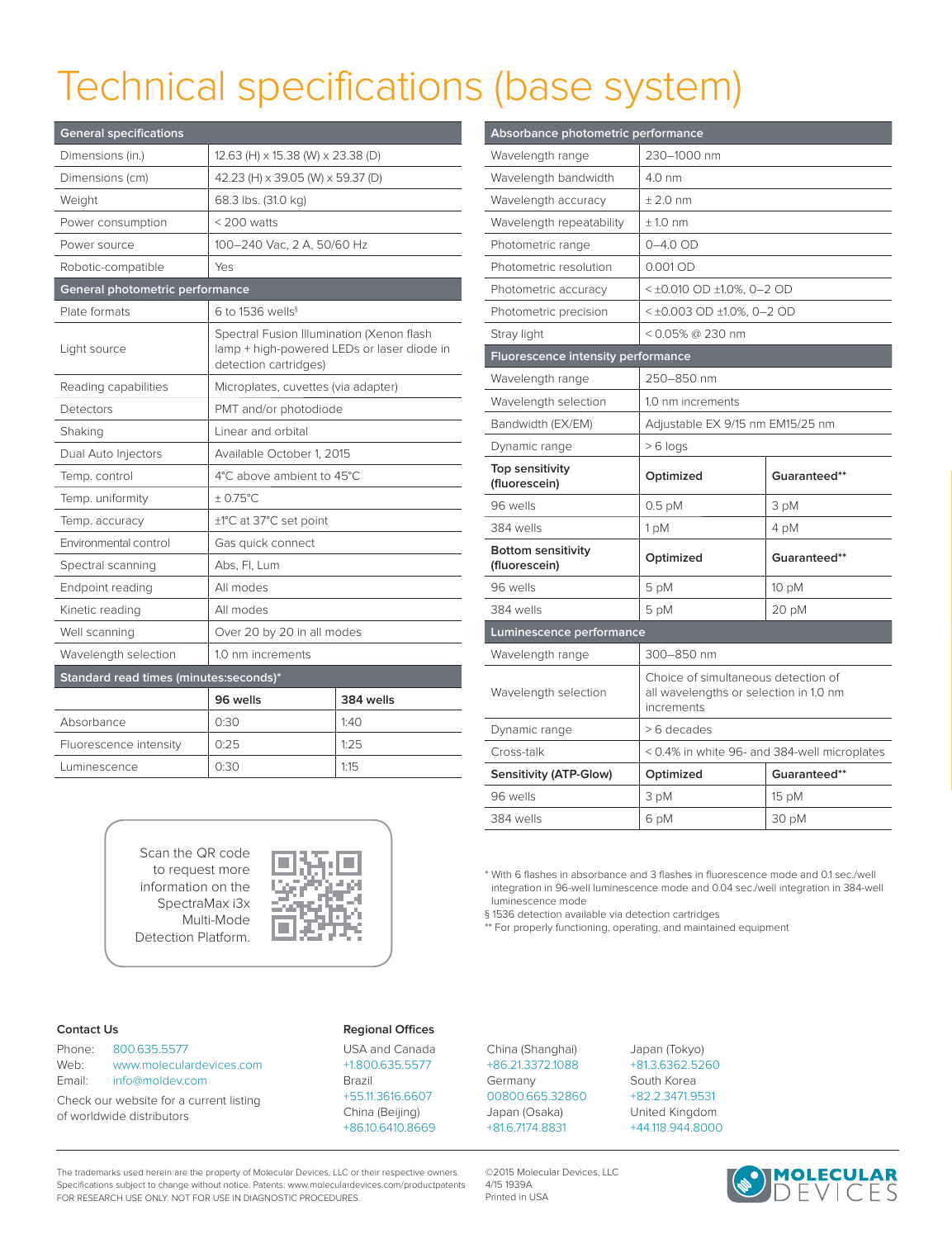# Technical specifications (base system)

| General specifications | |
|---|---|
| Dimensions (in.) | 12.63 (H) x 15.38 (W) x 23.38 (D) |
| Dimensions (cm) | 42.23 (H) x 39.05 (W) x 59.37 (D) |
| Weight | 68.3 lbs. (31.0 kg) |
| Power consumption | < 200 watts |
| Power source | 100–240 Vac, 2 A, 50/60 Hz |
| Robotic-compatible | Yes |

| General photometric performance | |
|---|---|
| Plate formats | 6 to 1536 wells§ |
| Light source | Spectral Fusion Illumination (Xenon flash lamp + high-powered LEDs or laser diode in detection cartridges) |
| Reading capabilities | Microplates, cuvettes (via adapter) |
| Detectors | PMT and/or photodiode |
| Shaking | Linear and orbital |
| Dual Auto Injectors | Available October 1, 2015 |
| Temp. control | 4°C above ambient to 45°C |
| Temp. uniformity | ± 0.75°C |
| Temp. accuracy | ±1°C at 37°C set point |
| Environmental control | Gas quick connect |
| Spectral scanning | Abs, Fl, Lum |
| Endpoint reading | All modes |
| Kinetic reading | All modes |
| Well scanning | Over 20 by 20 in all modes |
| Wavelength selection | 1.0 nm increments |

| Standard read times (minutes:seconds)* | | |
|---|---|---|
| | **96 wells** | **384 wells** |
| Absorbance | 0:30 | 1:40 |
| Fluorescence intensity | 0:25 | 1:25 |
| Luminescence | 0:30 | 1:15 |

Scan the QR code to request more information on the SpectraMax i3x Multi-Mode Detection Platform.

| Absorbance photometric performance | |
|---|---|
| Wavelength range | 230–1000 nm |
| Wavelength bandwidth | 4.0 nm |
| Wavelength accuracy | ± 2.0 nm |
| Wavelength repeatability | ± 1.0 nm |
| Photometric range | 0–4.0 OD |
| Photometric resolution | 0.001 OD |
| Photometric accuracy | < ±0.010 OD ±1.0%, 0–2 OD |
| Photometric precision | < ±0.003 OD ±1.0%, 0–2 OD |
| Stray light | < 0.05% @ 230 nm |

| Fluorescence intensity performance | | |
|---|---|---|
| Wavelength range | 250–850 nm | |
| Wavelength selection | 1.0 nm increments | |
| Bandwidth (EX/EM) | Adjustable EX 9/15 nm EM15/25 nm | |
| Dynamic range | > 6 logs | |
| **Top sensitivity (fluorescein)** | **Optimized** | **Guaranteed\*\*** |
| 96 wells | 0.5 pM | 3 pM |
| 384 wells | 1 pM | 4 pM |
| **Bottom sensitivity (fluorescein)** | **Optimized** | **Guaranteed\*\*** |
| 96 wells | 5 pM | 10 pM |
| 384 wells | 5 pM | 20 pM |

| Luminescence performance | | |
|---|---|---|
| Wavelength range | 300–850 nm | |
| Wavelength selection | Choice of simultaneous detection of all wavelengths or selection in 1.0 nm increments | |
| Dynamic range | > 6 decades | |
| Cross-talk | < 0.4% in white 96- and 384-well microplates | |
| **Sensitivity (ATP-Glow)** | **Optimized** | **Guaranteed\*\*** |
| 96 wells | 3 pM | 15 pM |
| 384 wells | 6 pM | 30 pM |

\* With 6 flashes in absorbance and 3 flashes in fluorescence mode and 0.1 sec./well integration in 96-well luminescence mode and 0.04 sec./well integration in 384-well luminescence mode

§ 1536 detection available via detection cartridges

\*\* For properly functioning, operating, and maintained equipment

**Contact Us**

Phone: 800.635.5577
Web: www.moleculardevices.com
Email: info@moldev.com

Check our website for a current listing of worldwide distributors

**Regional Offices**

USA and Canada +1.800.635.5577
Brazil +55.11.3616.6607
China (Beijing) +86.10.6410.8669
China (Shanghai) +86.21.3372.1088
Germany 00800.665.32860
Japan (Osaka) +81.6.7174.8831
Japan (Tokyo) +81.3.6362.5260
South Korea +82.2.3471.9531
United Kingdom +44.118.944.8000

The trademarks used herein are the property of Molecular Devices, LLC or their respective owners. Specifications subject to change without notice. Patents: www.moleculardevices.com/productpatents
FOR RESEARCH USE ONLY. NOT FOR USE IN DIAGNOSTIC PROCEDURES.

©2015 Molecular Devices, LLC
4/15 1939A
Printed in USA

MOLECULAR DEVICES